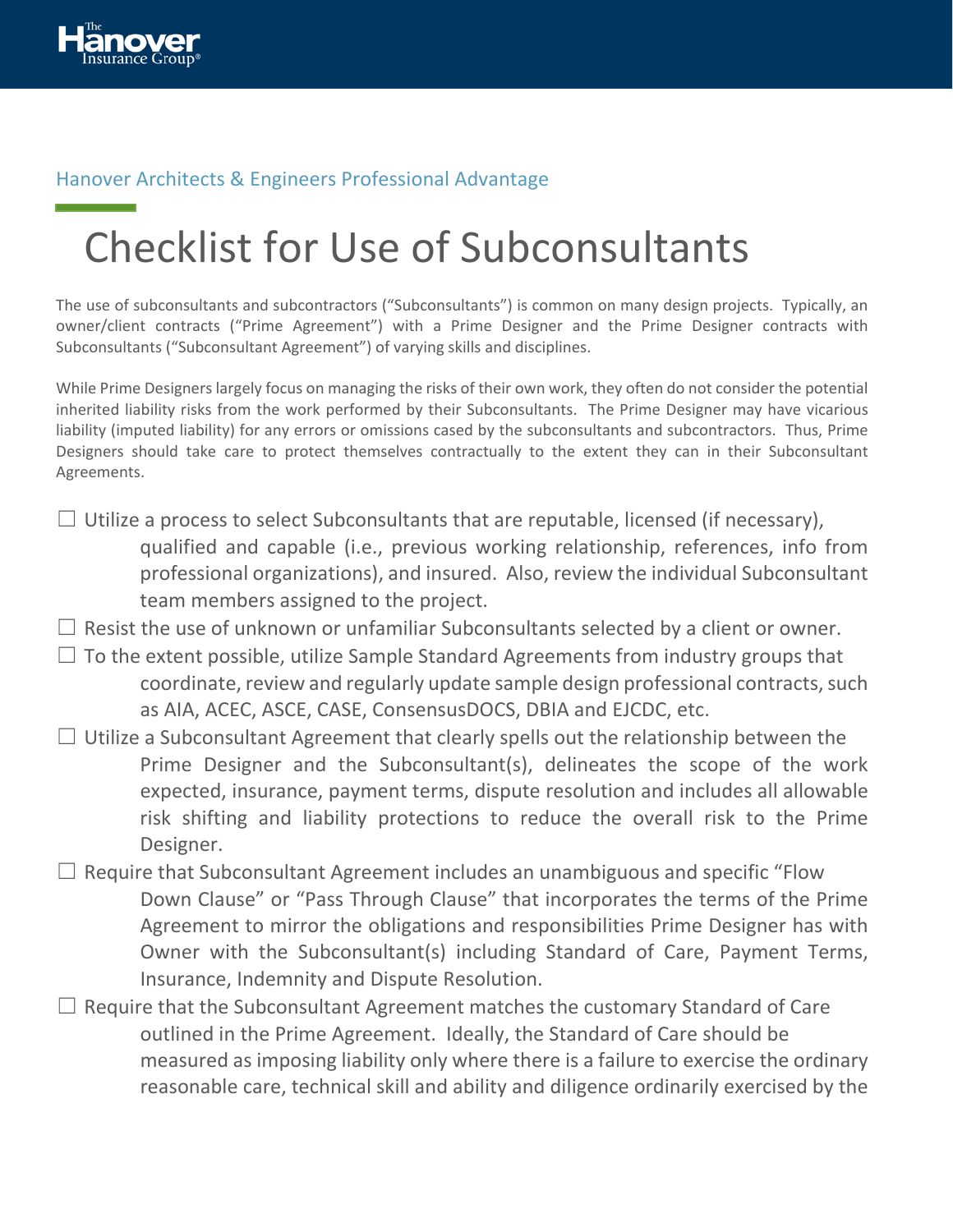Hanover Architects & Engineers Professional Advantage

# Checklist for Use of Subconsultants

The use of subconsultants and subcontractors ("Subconsultants") is common on many design projects. Typically, an owner/client contracts ("Prime Agreement") with a Prime Designer and the Prime Designer contracts with Subconsultants ("Subconsultant Agreement") of varying skills and disciplines.

While Prime Designers largely focus on managing the risks of their own work, they often do not consider the potential inherited liability risks from the work performed by their Subconsultants. The Prime Designer may have vicarious liability (imputed liability) for any errors or omissions cased by the subconsultants and subcontractors. Thus, Prime Designers should take care to protect themselves contractually to the extent they can in their Subconsultant Agreements.

- ☐ Utilize a process to select Subconsultants that are reputable, licensed (if necessary), qualified and capable (i.e., previous working relationship, references, info from professional organizations), and insured. Also, review the individual Subconsultant team members assigned to the project.
- ☐ Resist the use of unknown or unfamiliar Subconsultants selected by a client or owner.
- ☐ To the extent possible, utilize Sample Standard Agreements from industry groups that coordinate, review and regularly update sample design professional contracts, such as AIA, ACEC, ASCE, CASE, ConsensusDOCS, DBIA and EJCDC, etc.
- ☐ Utilize a Subconsultant Agreement that clearly spells out the relationship between the Prime Designer and the Subconsultant(s), delineates the scope of the work expected, insurance, payment terms, dispute resolution and includes all allowable risk shifting and liability protections to reduce the overall risk to the Prime Designer.
- ☐ Require that Subconsultant Agreement includes an unambiguous and specific "Flow Down Clause" or "Pass Through Clause" that incorporates the terms of the Prime Agreement to mirror the obligations and responsibilities Prime Designer has with Owner with the Subconsultant(s) including Standard of Care, Payment Terms, Insurance, Indemnity and Dispute Resolution.
- ☐ Require that the Subconsultant Agreement matches the customary Standard of Care outlined in the Prime Agreement. Ideally, the Standard of Care should be measured as imposing liability only where there is a failure to exercise the ordinary reasonable care, technical skill and ability and diligence ordinarily exercised by the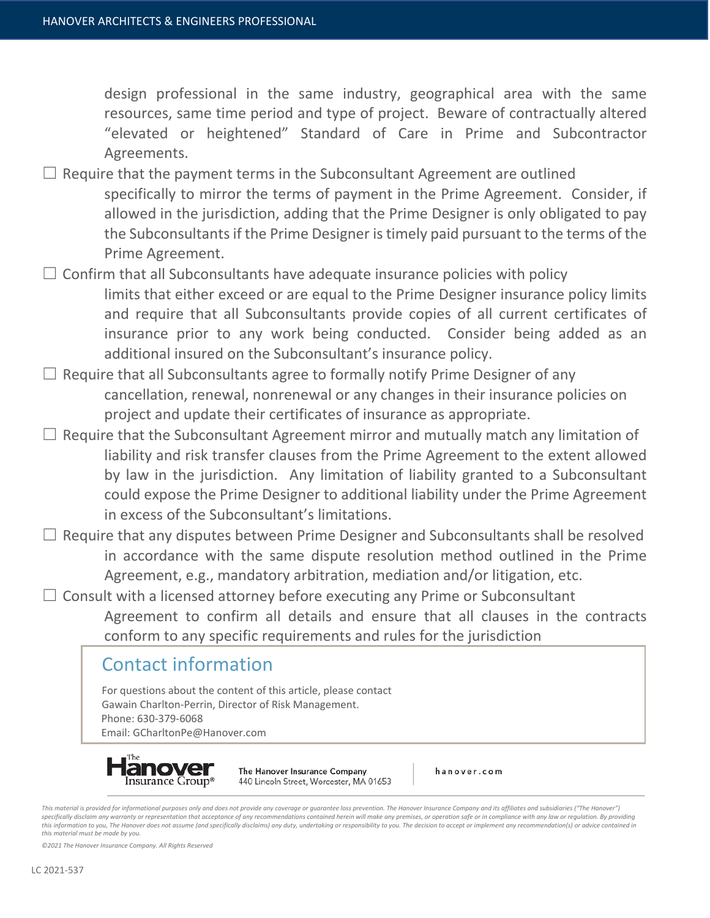design professional in the same industry, geographical area with the same resources, same time period and type of project. Beware of contractually altered "elevated or heightened" Standard of Care in Prime and Subcontractor Agreements.

- ☐ Require that the payment terms in the Subconsultant Agreement are outlined specifically to mirror the terms of payment in the Prime Agreement. Consider, if allowed in the jurisdiction, adding that the Prime Designer is only obligated to pay the Subconsultants if the Prime Designer is timely paid pursuant to the terms of the Prime Agreement.
- ☐ Confirm that all Subconsultants have adequate insurance policies with policy limits that either exceed or are equal to the Prime Designer insurance policy limits and require that all Subconsultants provide copies of all current certificates of insurance prior to any work being conducted. Consider being added as an additional insured on the Subconsultant's insurance policy.
- ☐ Require that all Subconsultants agree to formally notify Prime Designer of any cancellation, renewal, nonrenewal or any changes in their insurance policies on project and update their certificates of insurance as appropriate.
- ☐ Require that the Subconsultant Agreement mirror and mutually match any limitation of liability and risk transfer clauses from the Prime Agreement to the extent allowed by law in the jurisdiction. Any limitation of liability granted to a Subconsultant could expose the Prime Designer to additional liability under the Prime Agreement in excess of the Subconsultant's limitations.
- ☐ Require that any disputes between Prime Designer and Subconsultants shall be resolved in accordance with the same dispute resolution method outlined in the Prime Agreement, e.g., mandatory arbitration, mediation and/or litigation, etc.
- ☐ Consult with a licensed attorney before executing any Prime or Subconsultant Agreement to confirm all details and ensure that all clauses in the contracts conform to any specific requirements and rules for the jurisdiction

## Contact information

For questions about the content of this article, please contact
Gawain Charlton-Perrin, Director of Risk Management.
Phone: 630-379-6068
Email: GCharltonPe@Hanover.com

The Hanover Insurance Group®

The Hanover Insurance Company
440 Lincoln Street, Worcester, MA 01653

hanover.com

*This material is provided for informational purposes only and does not provide any coverage or guarantee loss prevention. The Hanover Insurance Company and its affiliates and subsidiaries ("The Hanover") specifically disclaim any warranty or representation that acceptance of any recommendations contained herein will make any premises, or operation safe or in compliance with any law or regulation. By providing this information to you, The Hanover does not assume (and specifically disclaims) any duty, undertaking or responsibility to you. The decision to accept or implement any recommendation(s) or advice contained in this material must be made by you.*

*©2021 The Hanover Insurance Company. All Rights Reserved*

LC 2021-537